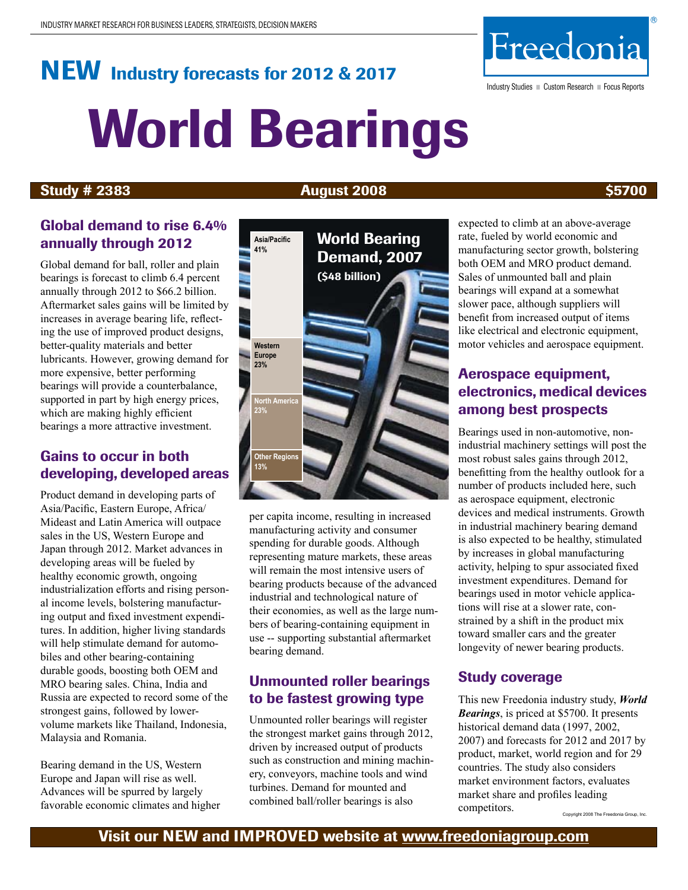INDUSTRY MARKET RESEARCH FOR BUSINESS LEADERS, STRATEGISTS, DECISION MAKERS

Freedonia®

Industry Studies ■ Custom Research ■ Focus Reports

## NEW Industry forecasts for 2012 & 2017

# World Bearings

**Study # 2383** | **August 2008** | **$5700**

## Global demand to rise 6.4% annually through 2012

Global demand for ball, roller and plain bearings is forecast to climb 6.4 percent annually through 2012 to $66.2 billion. Aftermarket sales gains will be limited by increases in average bearing life, reflecting the use of improved product designs, better-quality materials and better lubricants. However, growing demand for more expensive, better performing bearings will provide a counterbalance, supported in part by high energy prices, which are making highly efficient bearings a more attractive investment.

## Gains to occur in both developing, developed areas

Product demand in developing parts of Asia/Pacific, Eastern Europe, Africa/ Mideast and Latin America will outpace sales in the US, Western Europe and Japan through 2012. Market advances in developing areas will be fueled by healthy economic growth, ongoing industrialization efforts and rising personal income levels, bolstering manufacturing output and fixed investment expenditures. In addition, higher living standards will help stimulate demand for automobiles and other bearing-containing durable goods, boosting both OEM and MRO bearing sales. China, India and Russia are expected to record some of the strongest gains, followed by lower-volume markets like Thailand, Indonesia, Malaysia and Romania.

Bearing demand in the US, Western Europe and Japan will rise as well. Advances will be spurred by largely favorable economic climates and higher per capita income, resulting in increased manufacturing activity and consumer spending for durable goods. Although representing mature markets, these areas will remain the most intensive users of bearing products because of the advanced industrial and technological nature of their economies, as well as the large numbers of bearing-containing equipment in use -- supporting substantial aftermarket bearing demand.

**World Bearing Demand, 2007 ($48 billion)**

| Region | Share |
|---|---|
| Asia/Pacific | 41% |
| Western Europe | 23% |
| North America | 23% |
| Other Regions | 13% |

## Unmounted roller bearings to be fastest growing type

Unmounted roller bearings will register the strongest market gains through 2012, driven by increased output of products such as construction and mining machinery, conveyors, machine tools and wind turbines. Demand for mounted and combined ball/roller bearings is also expected to climb at an above-average rate, fueled by world economic and manufacturing sector growth, bolstering both OEM and MRO product demand. Sales of unmounted ball and plain bearings will expand at a somewhat slower pace, although suppliers will benefit from increased output of items like electrical and electronic equipment, motor vehicles and aerospace equipment.

## Aerospace equipment, electronics, medical devices among best prospects

Bearings used in non-automotive, non-industrial machinery settings will post the most robust sales gains through 2012, benefitting from the healthy outlook for a number of products included here, such as aerospace equipment, electronic devices and medical instruments. Growth in industrial machinery bearing demand is also expected to be healthy, stimulated by increases in global manufacturing activity, helping to spur associated fixed investment expenditures. Demand for bearings used in motor vehicle applications will rise at a slower rate, constrained by a shift in the product mix toward smaller cars and the greater longevity of newer bearing products.

## Study coverage

This new Freedonia industry study, ***World Bearings***, is priced at $5700. It presents historical demand data (1997, 2002, 2007) and forecasts for 2012 and 2017 by product, market, world region and for 29 countries. The study also considers market environment factors, evaluates market share and profiles leading competitors.

Copyright 2008 The Freedonia Group, Inc.

**Visit our NEW and IMPROVED website at www.freedoniagroup.com**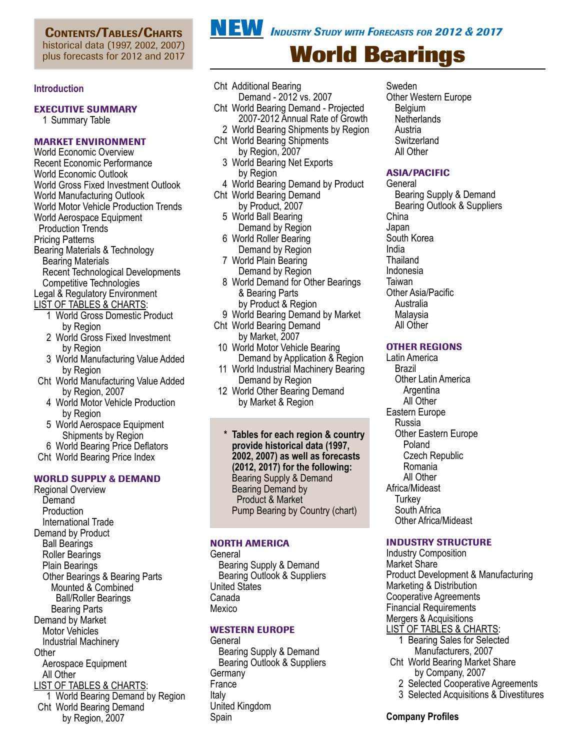# Contents/Tables/Charts

historical data (1997, 2002, 2007) plus forecasts for 2012 and 2017

**NEW** *Industry Study with Forecasts for 2012 & 2017*

# World Bearings

**Introduction**

### EXECUTIVE SUMMARY

1 Summary Table

### MARKET ENVIRONMENT

World Economic Overview
Recent Economic Performance
World Economic Outlook
World Gross Fixed Investment Outlook
World Manufacturing Outlook
World Motor Vehicle Production Trends
World Aerospace Equipment Production Trends
Pricing Patterns
Bearing Materials & Technology
- Bearing Materials
- Recent Technological Developments
- Competitive Technologies

Legal & Regulatory Environment

LIST OF TABLES & CHARTS:
- 1 World Gross Domestic Product by Region
- 2 World Gross Fixed Investment by Region
- 3 World Manufacturing Value Added by Region
- Cht World Manufacturing Value Added by Region, 2007
- 4 World Motor Vehicle Production by Region
- 5 World Aerospace Equipment Shipments by Region
- 6 World Bearing Price Deflators
- Cht World Bearing Price Index

### WORLD SUPPLY & DEMAND

Regional Overview
- Demand
- Production
- International Trade

Demand by Product
- Ball Bearings
- Roller Bearings
- Plain Bearings
- Other Bearings & Bearing Parts
  - Mounted & Combined Ball/Roller Bearings
  - Bearing Parts

Demand by Market
- Motor Vehicles
- Industrial Machinery

Other
- Aerospace Equipment
- All Other

LIST OF TABLES & CHARTS:
- 1 World Bearing Demand by Region
- Cht World Bearing Demand by Region, 2007
- Cht Additional Bearing Demand - 2012 vs. 2007
- Cht World Bearing Demand - Projected 2007-2012 Annual Rate of Growth
- 2 World Bearing Shipments by Region
- Cht World Bearing Shipments by Region, 2007
- 3 World Bearing Net Exports by Region
- 4 World Bearing Demand by Product
- Cht World Bearing Demand by Product, 2007
- 5 World Ball Bearing Demand by Region
- 6 World Roller Bearing Demand by Region
- 7 World Plain Bearing Demand by Region
- 8 World Demand for Other Bearings & Bearing Parts by Product & Region
- 9 World Bearing Demand by Market
- Cht World Bearing Demand by Market, 2007
- 10 World Motor Vehicle Bearing Demand by Application & Region
- 11 World Industrial Machinery Bearing Demand by Region
- 12 World Other Bearing Demand by Market & Region

**\* Tables for each region & country provide historical data (1997, 2002, 2007) as well as forecasts (2012, 2017) for the following:**
Bearing Supply & Demand
Bearing Demand by Product & Market
Pump Bearing by Country (chart)

### NORTH AMERICA

General
- Bearing Supply & Demand
- Bearing Outlook & Suppliers

United States
Canada
Mexico

### WESTERN EUROPE

General
- Bearing Supply & Demand
- Bearing Outlook & Suppliers

Germany
France
Italy
United Kingdom
Spain
Sweden
Other Western Europe
- Belgium
- Netherlands
- Austria
- Switzerland
- All Other

### ASIA/PACIFIC

General
- Bearing Supply & Demand
- Bearing Outlook & Suppliers

China
Japan
South Korea
India
Thailand
Indonesia
Taiwan
Other Asia/Pacific
- Australia
- Malaysia
- All Other

### OTHER REGIONS

Latin America
- Brazil
- Other Latin America
  - Argentina
  - All Other

Eastern Europe
- Russia
- Other Eastern Europe
  - Poland
  - Czech Republic
  - Romania
  - All Other

Africa/Mideast
- Turkey
- South Africa
- Other Africa/Mideast

### INDUSTRY STRUCTURE

Industry Composition
Market Share
Product Development & Manufacturing
Marketing & Distribution
Cooperative Agreements
Financial Requirements
Mergers & Acquisitions

LIST OF TABLES & CHARTS:
- 1 Bearing Sales for Selected Manufacturers, 2007
- Cht World Bearing Market Share by Company, 2007
- 2 Selected Cooperative Agreements
- 3 Selected Acquisitions & Divestitures

**Company Profiles**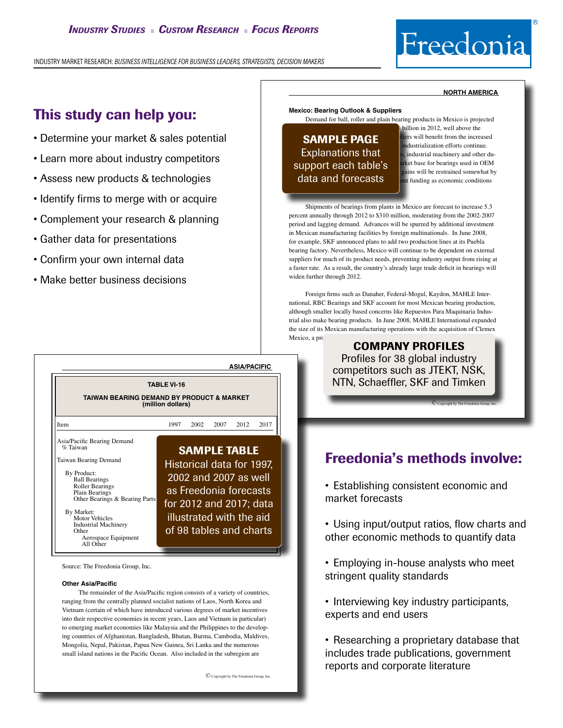*Industry Studies* ■ *Custom Research* ■ *Focus Reports*

INDUSTRY MARKET RESEARCH: *BUSINESS INTELLIGENCE FOR BUSINESS LEADERS, STRATEGISTS, DECISION MAKERS*

Freedonia®

## This study can help you:

- Determine your market & sales potential
- Learn more about industry competitors
- Assess new products & technologies
- Identify firms to merge with or acquire
- Complement your research & planning
- Gather data for presentations
- Confirm your own internal data
- Make better business decisions

**NORTH AMERICA**

**Mexico: Bearing Outlook & Suppliers**

Demand for ball, roller and plain bearing products in Mexico is projected ... billion in 2012, well above the ... liers will benefit from the increased ... industrialization efforts continue. ...s, industrial machinery and other du... ...rket base for bearings used in OEM ... gains will be restrained somewhat by ... ent funding as economic conditions

**SAMPLE PAGE**
Explanations that support each table's data and forecasts

Shipments of bearings from plants in Mexico are forecast to increase 5.3 percent annually through 2012 to $310 million, moderating from the 2002-2007 period and lagging demand. Advances will be spurred by additional investment in Mexican manufacturing facilities by foreign multinationals. In June 2008, for example, SKF announced plans to add two production lines at its Puebla bearing factory. Nevertheless, Mexico will continue to be dependent on external suppliers for much of its product needs, preventing industry output from rising at a faster rate. As a result, the country's already large trade deficit in bearings will widen further through 2012.

Foreign firms such as Danaher, Federal-Mogul, Kaydon, MAHLE International, RBC Bearings and SKF account for most Mexican bearing production, although smaller locally based concerns like Repuestos Para Maquinaria Industrial also make bearing products. In June 2008, MAHLE International expanded the size of its Mexican manufacturing operations with the acquisition of Clemex Mexico, a pr...

**COMPANY PROFILES**
Profiles for 38 global industry competitors such as JTEKT, NSK, NTN, Schaeffler, SKF and Timken

© Copyright by The Freedonia Group, Inc.

**ASIA/PACIFIC**

**TABLE VI-16**

**TAIWAN BEARING DEMAND BY PRODUCT & MARKET**
**(million dollars)**

| Item | 1997 | 2002 | 2007 | 2012 | 2017 |
|---|---|---|---|---|---|
| Asia/Pacific Bearing Demand | | | | | |
| % Taiwan | | | | | |
| Taiwan Bearing Demand | | | | | |
| By Product: | | | | | |
| Ball Bearings | | | | | |
| Roller Bearings | | | | | |
| Plain Bearings | | | | | |
| Other Bearings & Bearing Parts | | | | | |
| By Market: | | | | | |
| Motor Vehicles | | | | | |
| Industrial Machinery | | | | | |
| Other | | | | | |
| Aerospace Equipment | | | | | |
| All Other | | | | | |

**SAMPLE TABLE**
Historical data for 1997, 2002 and 2007 as well as Freedonia forecasts for 2012 and 2017; data illustrated with the aid of 98 tables and charts

Source: The Freedonia Group, Inc.

**Other Asia/Pacific**

The remainder of the Asia/Pacific region consists of a variety of countries, ranging from the centrally planned socialist nations of Laos, North Korea and Vietnam (certain of which have introduced various degrees of market incentives into their respective economies in recent years, Laos and Vietnam in particular) to emerging market economies like Malaysia and the Philippines to the developing countries of Afghanistan, Bangladesh, Bhutan, Burma, Cambodia, Maldives, Mongolia, Nepal, Pakistan, Papua New Guinea, Sri Lanka and the numerous small island nations in the Pacific Ocean. Also included in the subregion are

© Copyright by The Freedonia Group, Inc.

## Freedonia's methods involve:

- Establishing consistent economic and market forecasts
- Using input/output ratios, flow charts and other economic methods to quantify data
- Employing in-house analysts who meet stringent quality standards
- Interviewing key industry participants, experts and end users
- Researching a proprietary database that includes trade publications, government reports and corporate literature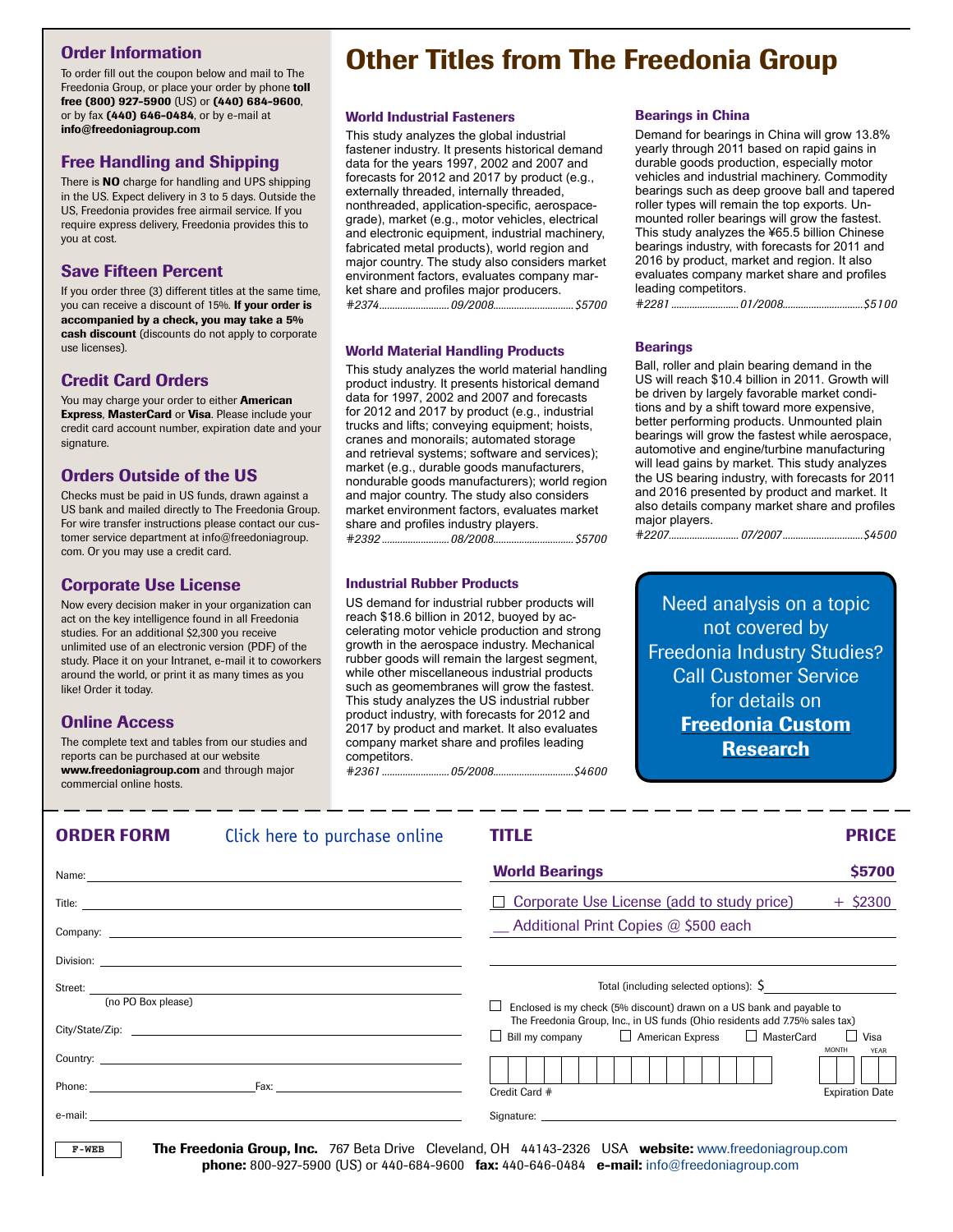## Order Information

To order fill out the coupon below and mail to The Freedonia Group, or place your order by phone **toll free (800) 927-5900** (US) or **(440) 684-9600**, or by fax **(440) 646-0484**, or by e-mail at **info@freedoniagroup.com**

## Free Handling and Shipping

There is **NO** charge for handling and UPS shipping in the US. Expect delivery in 3 to 5 days. Outside the US, Freedonia provides free airmail service. If you require express delivery, Freedonia provides this to you at cost.

## Save Fifteen Percent

If you order three (3) different titles at the same time, you can receive a discount of 15%. **If your order is accompanied by a check, you may take a 5% cash discount** (discounts do not apply to corporate use licenses).

## Credit Card Orders

You may charge your order to either **American Express**, **MasterCard** or **Visa**. Please include your credit card account number, expiration date and your signature.

## Orders Outside of the US

Checks must be paid in US funds, drawn against a US bank and mailed directly to The Freedonia Group. For wire transfer instructions please contact our customer service department at info@freedoniagroup.com. Or you may use a credit card.

## Corporate Use License

Now every decision maker in your organization can act on the key intelligence found in all Freedonia studies. For an additional $2,300 you receive unlimited use of an electronic version (PDF) of the study. Place it on your Intranet, e-mail it to coworkers around the world, or print it as many times as you like! Order it today.

## Online Access

The complete text and tables from our studies and reports can be purchased at our website **www.freedoniagroup.com** and through major commercial online hosts.

# Other Titles from The Freedonia Group

### World Industrial Fasteners

This study analyzes the global industrial fastener industry. It presents historical demand data for the years 1997, 2002 and 2007 and forecasts for 2012 and 2017 by product (e.g., externally threaded, internally threaded, nonthreaded, application-specific, aerospace-grade), market (e.g., motor vehicles, electrical and electronic equipment, industrial machinery, fabricated metal products), world region and major country. The study also considers market environment factors, evaluates company market share and profiles major producers.

*#2374 .......... 09/2008 .......... $5700*

### World Material Handling Products

This study analyzes the world material handling product industry. It presents historical demand data for 1997, 2002 and 2007 and forecasts for 2012 and 2017 by product (e.g., industrial trucks and lifts; conveying equipment; hoists, cranes and monorails; automated storage and retrieval systems; software and services); market (e.g., durable goods manufacturers, nondurable goods manufacturers); world region and major country. The study also considers market environment factors, evaluates market share and profiles industry players.

*#2392 .......... 08/2008 .......... $5700*

### Industrial Rubber Products

US demand for industrial rubber products will reach $18.6 billion in 2012, buoyed by accelerating motor vehicle production and strong growth in the aerospace industry. Mechanical rubber goods will remain the largest segment, while other miscellaneous industrial products such as geomembranes will grow the fastest. This study analyzes the US industrial rubber product industry, with forecasts for 2012 and 2017 by product and market. It also evaluates company market share and profiles leading competitors.

*#2361 .......... 05/2008 .......... $4600*

### Bearings in China

Demand for bearings in China will grow 13.8% yearly through 2011 based on rapid gains in durable goods production, especially motor vehicles and industrial machinery. Commodity bearings such as deep groove ball and tapered roller types will remain the top exports. Unmounted roller bearings will grow the fastest. This study analyzes the ¥65.5 billion Chinese bearings industry, with forecasts for 2011 and 2016 by product, market and region. It also evaluates company market share and profiles leading competitors.

*#2281 .......... 01/2008 .......... $5100*

### Bearings

Ball, roller and plain bearing demand in the US will reach $10.4 billion in 2011. Growth will be driven by largely favorable market conditions and by a shift toward more expensive, better performing products. Unmounted plain bearings will grow the fastest while aerospace, automotive and engine/turbine manufacturing will lead gains by market. This study analyzes the US bearing industry, with forecasts for 2011 and 2016 presented by product and market. It also details company market share and profiles major players.

*#2207 .......... 07/2007 .......... $4500*

Need analysis on a topic not covered by Freedonia Industry Studies? Call Customer Service for details on **Freedonia Custom Research**

## ORDER FORM

Click here to purchase online

Name:

Title:

Company:

Division:

Street:
(no PO Box please)

City/State/Zip:

Country:

Phone: Fax:

e-mail:

| TITLE | PRICE |
|---|---|
| **World Bearings** | **$5700** |
| ☐ Corporate Use License (add to study price) | + $2300 |
| __ Additional Print Copies @ $500 each | |

Total (including selected options): $

☐ Enclosed is my check (5% discount) drawn on a US bank and payable to The Freedonia Group, Inc., in US funds (Ohio residents add 7.75% sales tax)

☐ Bill my company ☐ American Express ☐ MasterCard ☐ Visa

Credit Card # — Expiration Date (MONTH / YEAR)

Signature:

F-WEB

**The Freedonia Group, Inc.** 767 Beta Drive Cleveland, OH 44143-2326 USA **website:** www.freedoniagroup.com
**phone:** 800-927-5900 (US) or 440-684-9600 **fax:** 440-646-0484 **e-mail:** info@freedoniagroup.com